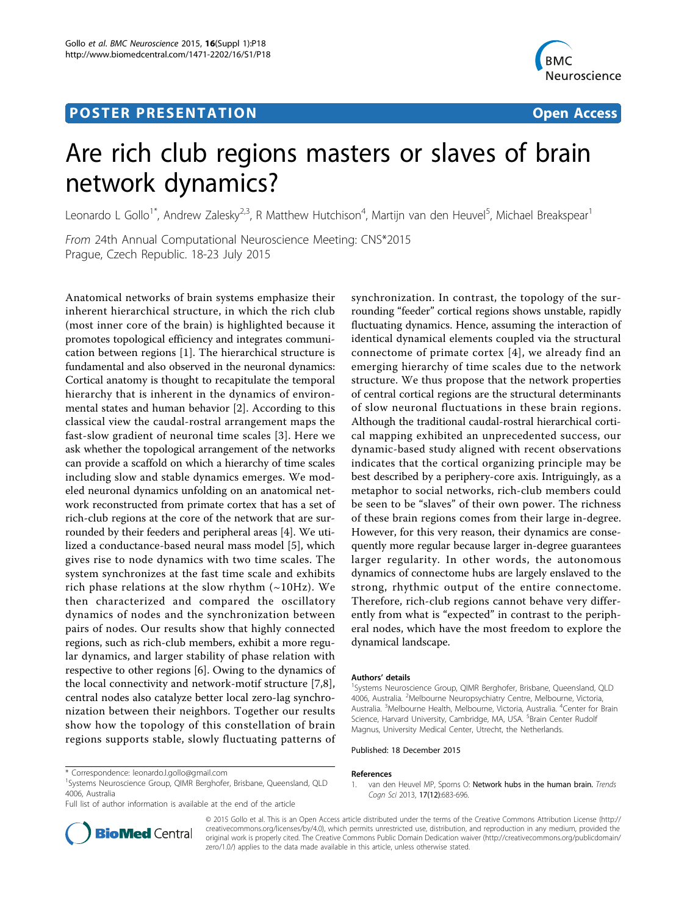POSTER PRESENTATION

Open Access

# Are rich club regions masters or slaves of brain network dynamics?

Leonardo L Gollo[1*], Andrew Zalesky[2,3], R Matthew Hutchison[4], Martijn van den Heuvel[5], Michael Breakspear[1]

*From* 24th Annual Computational Neuroscience Meeting: CNS*2015
Prague, Czech Republic. 18-23 July 2015

Anatomical networks of brain systems emphasize their inherent hierarchical structure, in which the rich club (most inner core of the brain) is highlighted because it promotes topological efficiency and integrates communication between regions [1]. The hierarchical structure is fundamental and also observed in the neuronal dynamics: Cortical anatomy is thought to recapitulate the temporal hierarchy that is inherent in the dynamics of environmental states and human behavior [2]. According to this classical view the caudal-rostral arrangement maps the fast-slow gradient of neuronal time scales [3]. Here we ask whether the topological arrangement of the networks can provide a scaffold on which a hierarchy of time scales including slow and stable dynamics emerges. We modeled neuronal dynamics unfolding on an anatomical network reconstructed from primate cortex that has a set of rich-club regions at the core of the network that are surrounded by their feeders and peripheral areas [4]. We utilized a conductance-based neural mass model [5], which gives rise to node dynamics with two time scales. The system synchronizes at the fast time scale and exhibits rich phase relations at the slow rhythm (~10Hz). We then characterized and compared the oscillatory dynamics of nodes and the synchronization between pairs of nodes. Our results show that highly connected regions, such as rich-club members, exhibit a more regular dynamics, and larger stability of phase relation with respective to other regions [6]. Owing to the dynamics of the local connectivity and network-motif structure [7,8], central nodes also catalyze better local zero-lag synchronization between their neighbors. Together our results show how the topology of this constellation of brain regions supports stable, slowly fluctuating patterns of synchronization. In contrast, the topology of the surrounding "feeder" cortical regions shows unstable, rapidly fluctuating dynamics. Hence, assuming the interaction of identical dynamical elements coupled via the structural connectome of primate cortex [4], we already find an emerging hierarchy of time scales due to the network structure. We thus propose that the network properties of central cortical regions are the structural determinants of slow neuronal fluctuations in these brain regions. Although the traditional caudal-rostral hierarchical cortical mapping exhibited an unprecedented success, our dynamic-based study aligned with recent observations indicates that the cortical organizing principle may be best described by a periphery-core axis. Intriguingly, as a metaphor to social networks, rich-club members could be seen to be "slaves" of their own power. The richness of these brain regions comes from their large in-degree. However, for this very reason, their dynamics are consequently more regular because larger in-degree guarantees larger regularity. In other words, the autonomous dynamics of connectome hubs are largely enslaved to the strong, rhythmic output of the entire connectome. Therefore, rich-club regions cannot behave very differently from what is "expected" in contrast to the peripheral nodes, which have the most freedom to explore the dynamical landscape.

\* Correspondence: leonardo.l.gollo@gmail.com
[1]Systems Neuroscience Group, QIMR Berghofer, Brisbane, Queensland, QLD 4006, Australia
Full list of author information is available at the end of the article

#### Authors' details

[1]Systems Neuroscience Group, QIMR Berghofer, Brisbane, Queensland, QLD 4006, Australia. [2]Melbourne Neuropsychiatry Centre, Melbourne, Victoria, Australia. [3]Melbourne Health, Melbourne, Victoria, Australia. [4]Center for Brain Science, Harvard University, Cambridge, MA, USA. [5]Brain Center Rudolf Magnus, University Medical Center, Utrecht, the Netherlands.

Published: 18 December 2015

#### References

1. van den Heuvel MP, Sporns O: **Network hubs in the human brain.** *Trends Cogn Sci* 2013, **17(12)**:683-696.

© 2015 Gollo et al. This is an Open Access article distributed under the terms of the Creative Commons Attribution License (http://creativecommons.org/licenses/by/4.0), which permits unrestricted use, distribution, and reproduction in any medium, provided the original work is properly cited. The Creative Commons Public Domain Dedication waiver (http://creativecommons.org/publicdomain/zero/1.0/) applies to the data made available in this article, unless otherwise stated.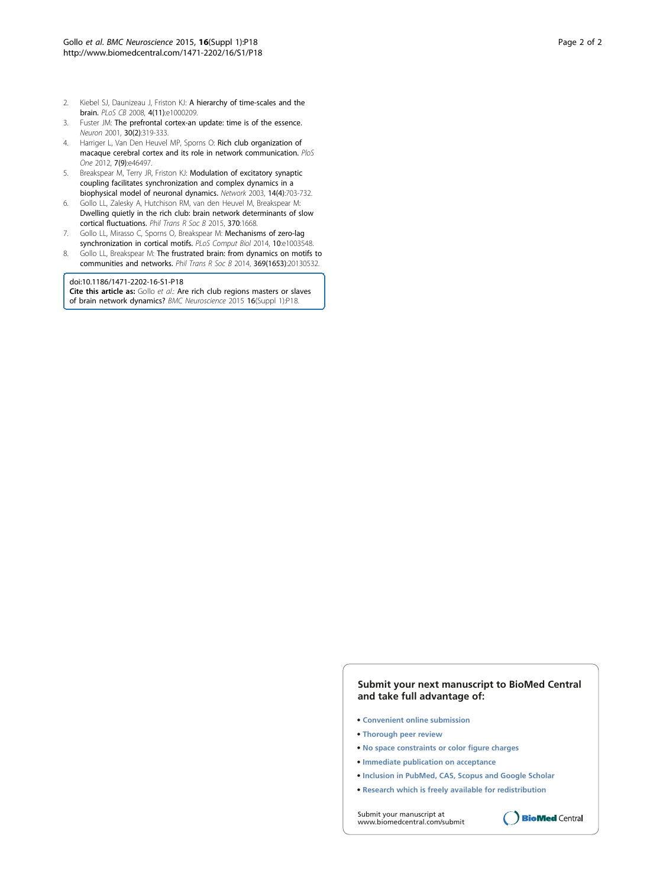2. Kiebel SJ, Daunizeau J, Friston KJ: **A hierarchy of time-scales and the brain.** *PLoS CB* 2008, **4(11)**:e1000209.
3. Fuster JM: **The prefrontal cortex-an update: time is of the essence.** *Neuron* 2001, **30(2)**:319-333.
4. Harriger L, Van Den Heuvel MP, Sporns O: **Rich club organization of macaque cerebral cortex and its role in network communication.** *PloS One* 2012, **7(9)**:e46497.
5. Breakspear M, Terry JR, Friston KJ: **Modulation of excitatory synaptic coupling facilitates synchronization and complex dynamics in a biophysical model of neuronal dynamics.** *Network* 2003, **14(4)**:703-732.
6. Gollo LL, Zalesky A, Hutchison RM, van den Heuvel M, Breakspear M: **Dwelling quietly in the rich club: brain network determinants of slow cortical fluctuations.** *Phil Trans R Soc B* 2015, **370**:1668.
7. Gollo LL, Mirasso C, Sporns O, Breakspear M: **Mechanisms of zero-lag synchronization in cortical motifs.** *PLoS Comput Biol* 2014, **10**:e1003548.
8. Gollo LL, Breakspear M: **The frustrated brain: from dynamics on motifs to communities and networks.** *Phil Trans R Soc B* 2014, **369(1653)**:20130532.

doi:10.1186/1471-2202-16-S1-P18
**Cite this article as:** Gollo *et al.*: Are rich club regions masters or slaves of brain network dynamics? *BMC Neuroscience* 2015 **16**(Suppl 1):P18.

**Submit your next manuscript to BioMed Central and take full advantage of:**

- Convenient online submission
- Thorough peer review
- No space constraints or color figure charges
- Immediate publication on acceptance
- Inclusion in PubMed, CAS, Scopus and Google Scholar
- Research which is freely available for redistribution

Submit your manuscript at
www.biomedcentral.com/submit

BioMed Central